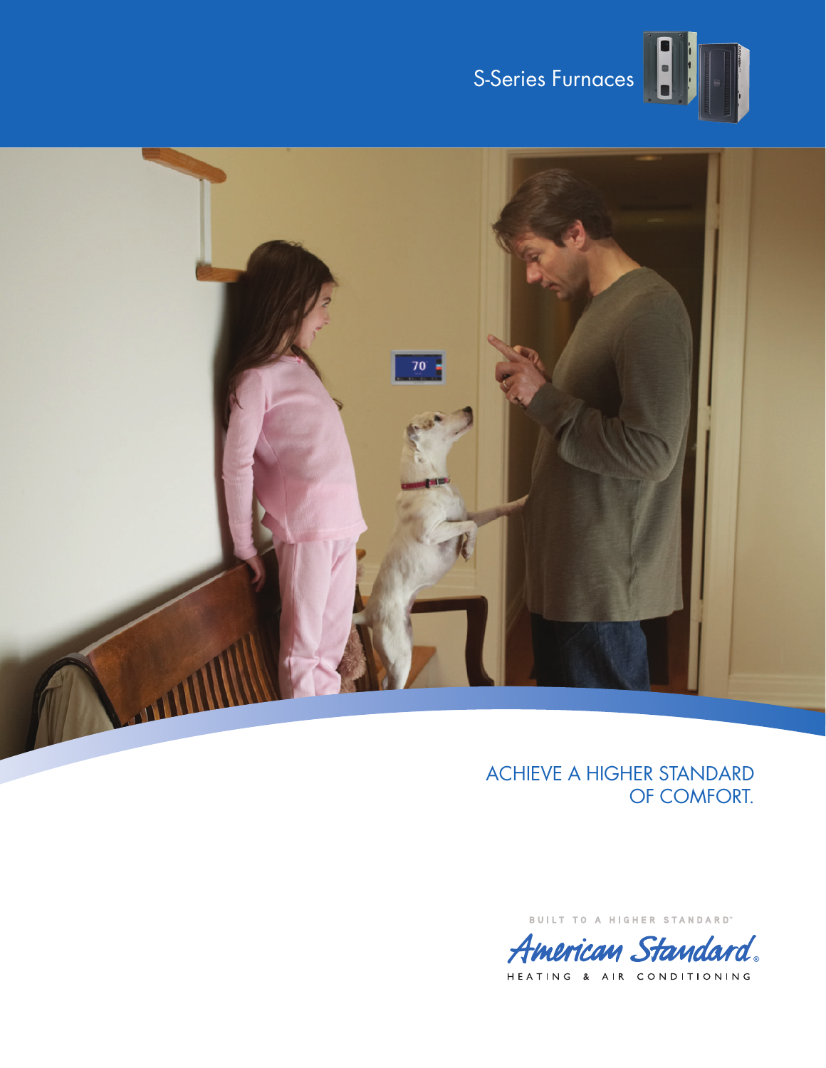S-Series Furnaces

ACHIEVE A HIGHER STANDARD OF COMFORT.

BUILT TO A HIGHER STANDARD™

American Standard®

HEATING & AIR CONDITIONING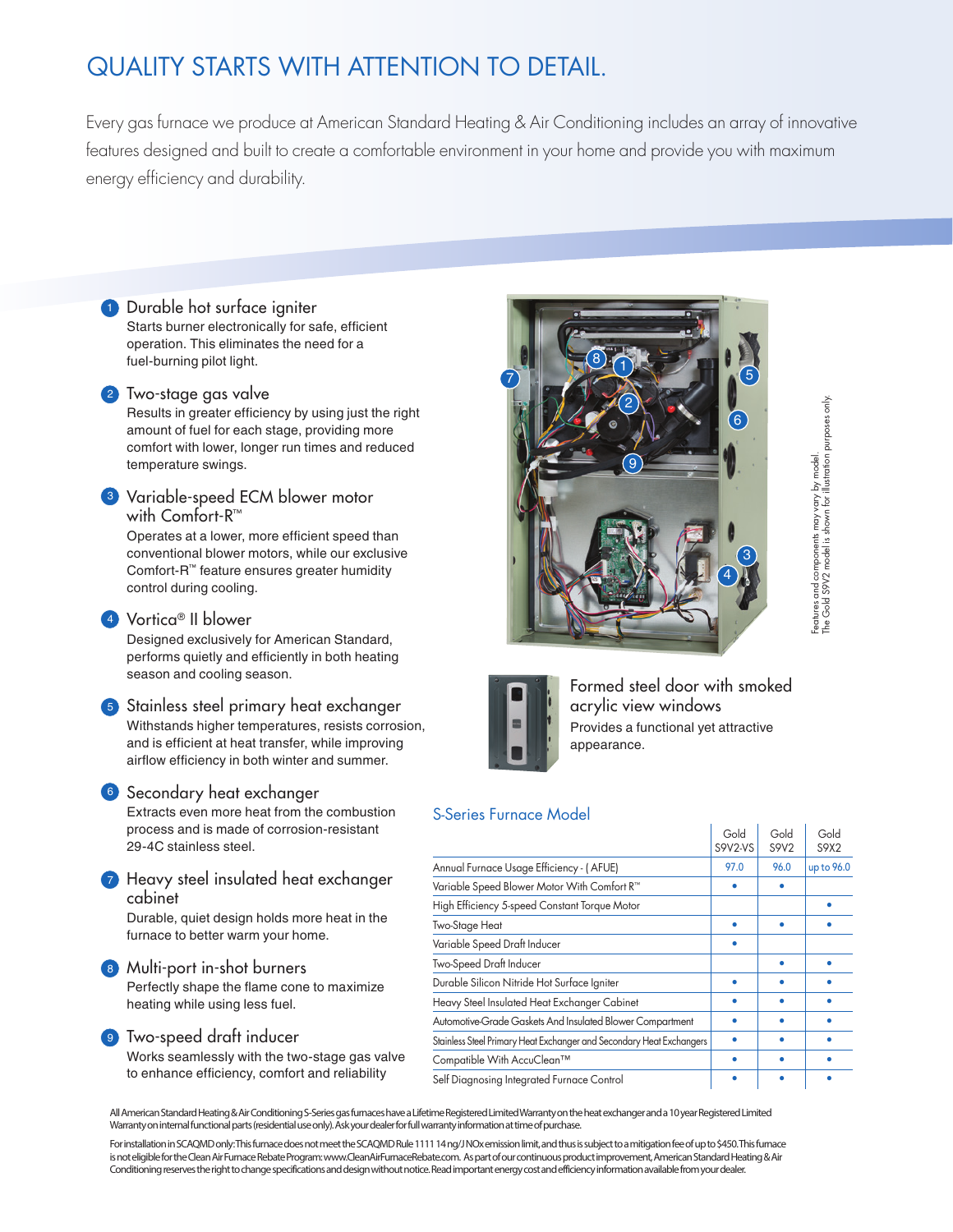# QUALITY STARTS WITH ATTENTION TO DETAIL.

Every gas furnace we produce at American Standard Heating & Air Conditioning includes an array of innovative features designed and built to create a comfortable environment in your home and provide you with maximum energy efficiency and durability.

1. **Durable hot surface igniter**
   Starts burner electronically for safe, efficient operation. This eliminates the need for a fuel-burning pilot light.

2. **Two-stage gas valve**
   Results in greater efficiency by using just the right amount of fuel for each stage, providing more comfort with lower, longer run times and reduced temperature swings.

3. **Variable-speed ECM blower motor with Comfort-R™**
   Operates at a lower, more efficient speed than conventional blower motors, while our exclusive Comfort-R™ feature ensures greater humidity control during cooling.

4. **Vortica® II blower**
   Designed exclusively for American Standard, performs quietly and efficiently in both heating season and cooling season.

5. **Stainless steel primary heat exchanger**
   Withstands higher temperatures, resists corrosion, and is efficient at heat transfer, while improving airflow efficiency in both winter and summer.

6. **Secondary heat exchanger**
   Extracts even more heat from the combustion process and is made of corrosion-resistant 29-4C stainless steel.

7. **Heavy steel insulated heat exchanger cabinet**
   Durable, quiet design holds more heat in the furnace to better warm your home.

8. **Multi-port in-shot burners**
   Perfectly shape the flame cone to maximize heating while using less fuel.

9. **Two-speed draft inducer**
   Works seamlessly with the two-stage gas valve to enhance efficiency, comfort and reliability

Features and components may vary by model.
The Gold S9V2 model is shown for illustration purposes only.

**Formed steel door with smoked acrylic view windows**
Provides a functional yet attractive appearance.

## S-Series Furnace Model

| | Gold S9V2-VS | Gold S9V2 | Gold S9X2 |
|---|---|---|---|
| Annual Furnace Usage Efficiency - ( AFUE) | 97.0 | 96.0 | up to 96.0 |
| Variable Speed Blower Motor With Comfort R™ | • | • | |
| High Efficiency 5-speed Constant Torque Motor | | | • |
| Two-Stage Heat | • | • | • |
| Variable Speed Draft Inducer | • | | |
| Two-Speed Draft Inducer | | • | • |
| Durable Silicon Nitride Hot Surface Igniter | • | • | • |
| Heavy Steel Insulated Heat Exchanger Cabinet | • | • | • |
| Automotive-Grade Gaskets And Insulated Blower Compartment | • | • | • |
| Stainless Steel Primary Heat Exchanger and Secondary Heat Exchangers | • | • | • |
| Compatible With AccuClean™ | • | • | • |
| Self Diagnosing Integrated Furnace Control | • | • | • |

All American Standard Heating & Air Conditioning S-Series gas furnaces have a Lifetime Registered Limited Warranty on the heat exchanger and a 10 year Registered Limited Warranty on internal functional parts (residential use only). Ask your dealer for full warranty information at time of purchase.

For installation in SCAQMD only: This furnace does not meet the SCAQMD Rule 1111 14 ng/J NOx emission limit, and thus is subject to a mitigation fee of up to $450. This furnace is not eligible for the Clean Air Furnace Rebate Program: www.CleanAirFurnaceRebate.com. As part of our continuous product improvement, American Standard Heating & Air Conditioning reserves the right to change specifications and design without notice. Read important energy cost and efficiency information available from your dealer.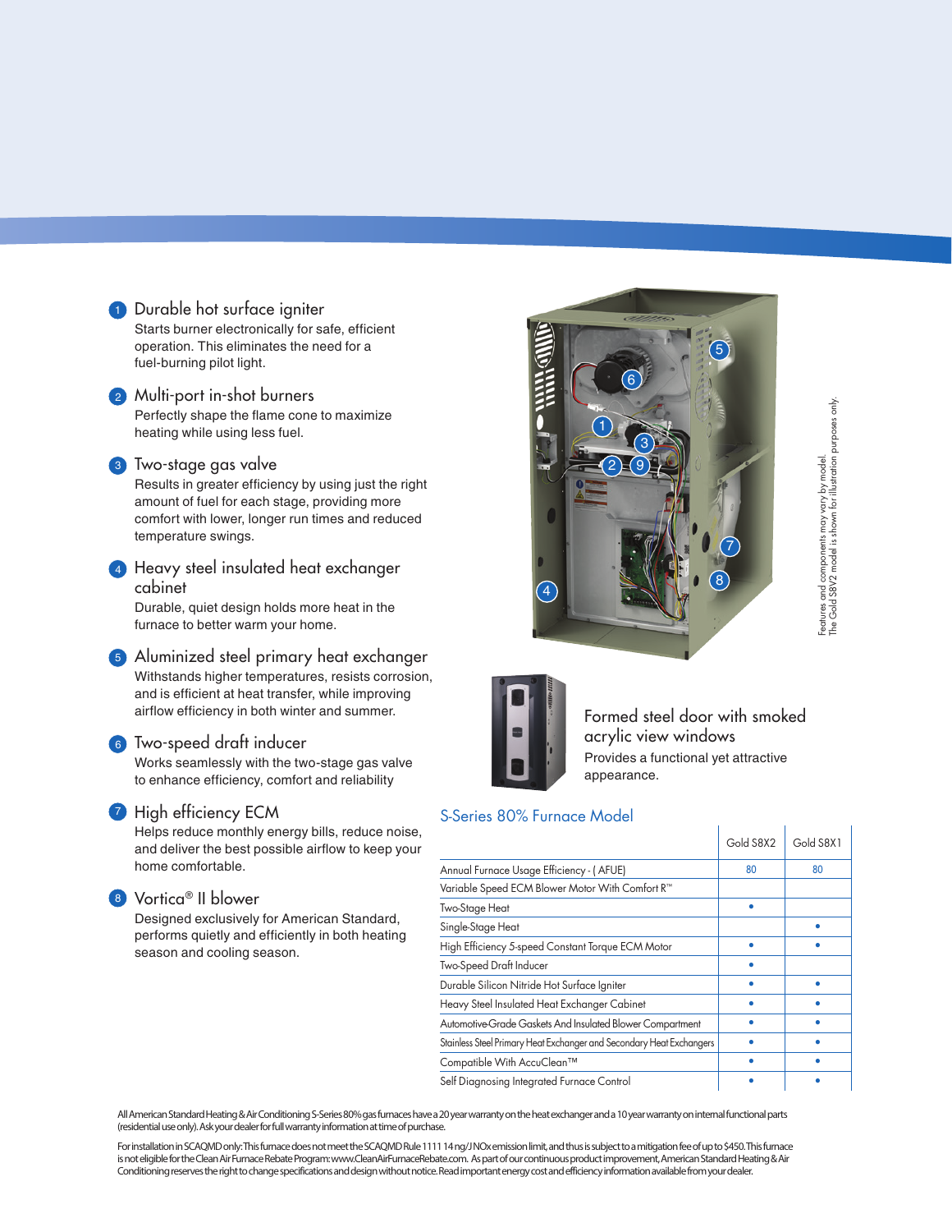1. **Durable hot surface igniter**
   Starts burner electronically for safe, efficient operation. This eliminates the need for a fuel-burning pilot light.

2. **Multi-port in-shot burners**
   Perfectly shape the flame cone to maximize heating while using less fuel.

3. **Two-stage gas valve**
   Results in greater efficiency by using just the right amount of fuel for each stage, providing more comfort with lower, longer run times and reduced temperature swings.

4. **Heavy steel insulated heat exchanger cabinet**
   Durable, quiet design holds more heat in the furnace to better warm your home.

5. **Aluminized steel primary heat exchanger**
   Withstands higher temperatures, resists corrosion, and is efficient at heat transfer, while improving airflow efficiency in both winter and summer.

6. **Two-speed draft inducer**
   Works seamlessly with the two-stage gas valve to enhance efficiency, comfort and reliability

7. **High efficiency ECM**
   Helps reduce monthly energy bills, reduce noise, and deliver the best possible airflow to keep your home comfortable.

8. **Vortica® II blower**
   Designed exclusively for American Standard, performs quietly and efficiently in both heating season and cooling season.

Features and components may vary by model.
The Gold S8V2 model is shown for illustration purposes only.

**Formed steel door with smoked acrylic view windows**
Provides a functional yet attractive appearance.

## S-Series 80% Furnace Model

| | Gold S8X2 | Gold S8X1 |
|---|---|---|
| Annual Furnace Usage Efficiency - ( AFUE) | 80 | 80 |
| Variable Speed ECM Blower Motor With Comfort R™ | | |
| Two-Stage Heat | • | |
| Single-Stage Heat | | • |
| High Efficiency 5-speed Constant Torque ECM Motor | • | • |
| Two-Speed Draft Inducer | • | |
| Durable Silicon Nitride Hot Surface Igniter | • | • |
| Heavy Steel Insulated Heat Exchanger Cabinet | • | • |
| Automotive-Grade Gaskets And Insulated Blower Compartment | • | • |
| Stainless Steel Primary Heat Exchanger and Secondary Heat Exchangers | • | • |
| Compatible With AccuClean™ | • | • |
| Self Diagnosing Integrated Furnace Control | • | • |

All American Standard Heating & Air Conditioning S-Series 80% gas furnaces have a 20 year warranty on the heat exchanger and a 10 year warranty on internal functional parts (residential use only). Ask your dealer for full warranty information at time of purchase.

For installation in SCAQMD only: This furnace does not meet the SCAQMD Rule 1111 14 ng/J NOx emission limit, and thus is subject to a mitigation fee of up to $450. This furnace is not eligible for the Clean Air Furnace Rebate Program: www.CleanAirFurnaceRebate.com. As part of our continuous product improvement, American Standard Heating & Air Conditioning reserves the right to change specifications and design without notice. Read important energy cost and efficiency information available from your dealer.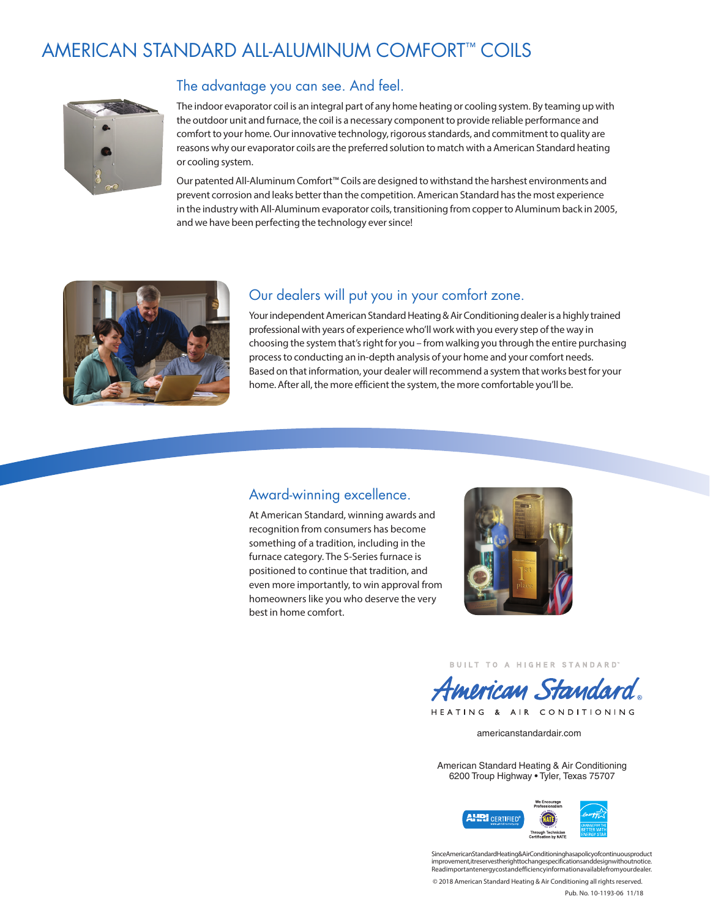# AMERICAN STANDARD ALL-ALUMINUM COMFORT™ COILS

## The advantage you can see. And feel.

The indoor evaporator coil is an integral part of any home heating or cooling system. By teaming up with the outdoor unit and furnace, the coil is a necessary component to provide reliable performance and comfort to your home. Our innovative technology, rigorous standards, and commitment to quality are reasons why our evaporator coils are the preferred solution to match with a American Standard heating or cooling system.

Our patented All-Aluminum Comfort™ Coils are designed to withstand the harshest environments and prevent corrosion and leaks better than the competition. American Standard has the most experience in the industry with All-Aluminum evaporator coils, transitioning from copper to Aluminum back in 2005, and we have been perfecting the technology ever since!

## Our dealers will put you in your comfort zone.

Your independent American Standard Heating & Air Conditioning dealer is a highly trained professional with years of experience who'll work with you every step of the way in choosing the system that's right for you – from walking you through the entire purchasing process to conducting an in-depth analysis of your home and your comfort needs. Based on that information, your dealer will recommend a system that works best for your home. After all, the more efficient the system, the more comfortable you'll be.

## Award-winning excellence.

At American Standard, winning awards and recognition from consumers has become something of a tradition, including in the furnace category. The S-Series furnace is positioned to continue that tradition, and even more importantly, to win approval from homeowners like you who deserve the very best in home comfort.

BUILT TO A HIGHER STANDARD™

American Standard®

HEATING & AIR CONDITIONING

americanstandardair.com

American Standard Heating & Air Conditioning
6200 Troup Highway • Tyler, Texas 75707

AHRI CERTIFIED® www.ahridirectory.org

We Encourage Professionalism Through Technician Certification by NATE

energy CHANGE FOR THE BETTER WITH ENERGY STAR

Since American Standard Heating & Air Conditioning has a policy of continuous product improvement, it reserves the right to change specifications and design without notice. Read important energy cost and efficiency information available from your dealer.

© 2018 American Standard Heating & Air Conditioning all rights reserved.

Pub. No. 10-1193-06 11/18